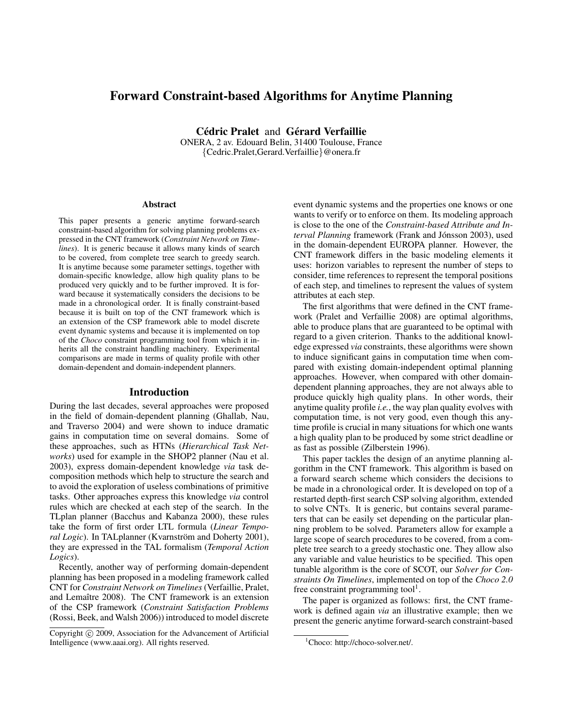# Forward Constraint-based Algorithms for Anytime Planning

**Cédric Pralet** and **Gérard Verfaillie**
ONERA, 2 av. Edouard Belin, 31400 Toulouse, France
{Cedric.Pralet,Gerard.Verfaillie}@onera.fr

### Abstract

This paper presents a generic anytime forward-search constraint-based algorithm for solving planning problems expressed in the CNT framework (*Constraint Network on Timelines*). It is generic because it allows many kinds of search to be covered, from complete tree search to greedy search. It is anytime because some parameter settings, together with domain-specific knowledge, allow high quality plans to be produced very quickly and to be further improved. It is forward because it systematically considers the decisions to be made in a chronological order. It is finally constraint-based because it is built on top of the CNT framework which is an extension of the CSP framework able to model discrete event dynamic systems and because it is implemented on top of the *Choco* constraint programming tool from which it inherits all the constraint handling machinery. Experimental comparisons are made in terms of quality profile with other domain-dependent and domain-independent planners.

## Introduction

During the last decades, several approaches were proposed in the field of domain-dependent planning (Ghallab, Nau, and Traverso 2004) and were shown to induce dramatic gains in computation time on several domains. Some of these approaches, such as HTNs (*Hierarchical Task Networks*) used for example in the SHOP2 planner (Nau et al. 2003), express domain-dependent knowledge *via* task decomposition methods which help to structure the search and to avoid the exploration of useless combinations of primitive tasks. Other approaches express this knowledge *via* control rules which are checked at each step of the search. In the TLplan planner (Bacchus and Kabanza 2000), these rules take the form of first order LTL formula (*Linear Temporal Logic*). In TALplanner (Kvarnström and Doherty 2001), they are expressed in the TAL formalism (*Temporal Action Logics*).

Recently, another way of performing domain-dependent planning has been proposed in a modeling framework called CNT for *Constraint Network on Timelines* (Verfaillie, Pralet, and Lemaître 2008). The CNT framework is an extension of the CSP framework (*Constraint Satisfaction Problems* (Rossi, Beek, and Walsh 2006)) introduced to model discrete event dynamic systems and the properties one knows or one wants to verify or to enforce on them. Its modeling approach is close to the one of the *Constraint-based Attribute and Interval Planning* framework (Frank and Jónsson 2003), used in the domain-dependent EUROPA planner. However, the CNT framework differs in the basic modeling elements it uses: horizon variables to represent the number of steps to consider, time references to represent the temporal positions of each step, and timelines to represent the values of system attributes at each step.

The first algorithms that were defined in the CNT framework (Pralet and Verfaillie 2008) are optimal algorithms, able to produce plans that are guaranteed to be optimal with regard to a given criterion. Thanks to the additional knowledge expressed *via* constraints, these algorithms were shown to induce significant gains in computation time when compared with existing domain-independent optimal planning approaches. However, when compared with other domain-dependent planning approaches, they are not always able to produce quickly high quality plans. In other words, their anytime quality profile *i.e.*, the way plan quality evolves with computation time, is not very good, even though this anytime profile is crucial in many situations for which one wants a high quality plan to be produced by some strict deadline or as fast as possible (Zilberstein 1996).

This paper tackles the design of an anytime planning algorithm in the CNT framework. This algorithm is based on a forward search scheme which considers the decisions to be made in a chronological order. It is developed on top of a restarted depth-first search CSP solving algorithm, extended to solve CNTs. It is generic, but contains several parameters that can be easily set depending on the particular planning problem to be solved. Parameters allow for example a large scope of search procedures to be covered, from a complete tree search to a greedy stochastic one. They allow also any variable and value heuristics to be specified. This open tunable algorithm is the core of SCOT, our *Solver for Constraints On Timelines*, implemented on top of the *Choco 2.0* free constraint programming tool[1].

The paper is organized as follows: first, the CNT framework is defined again *via* an illustrative example; then we present the generic anytime forward-search constraint-based

Copyright © 2009, Association for the Advancement of Artificial Intelligence (www.aaai.org). All rights reserved.

[1] Choco: http://choco-solver.net/.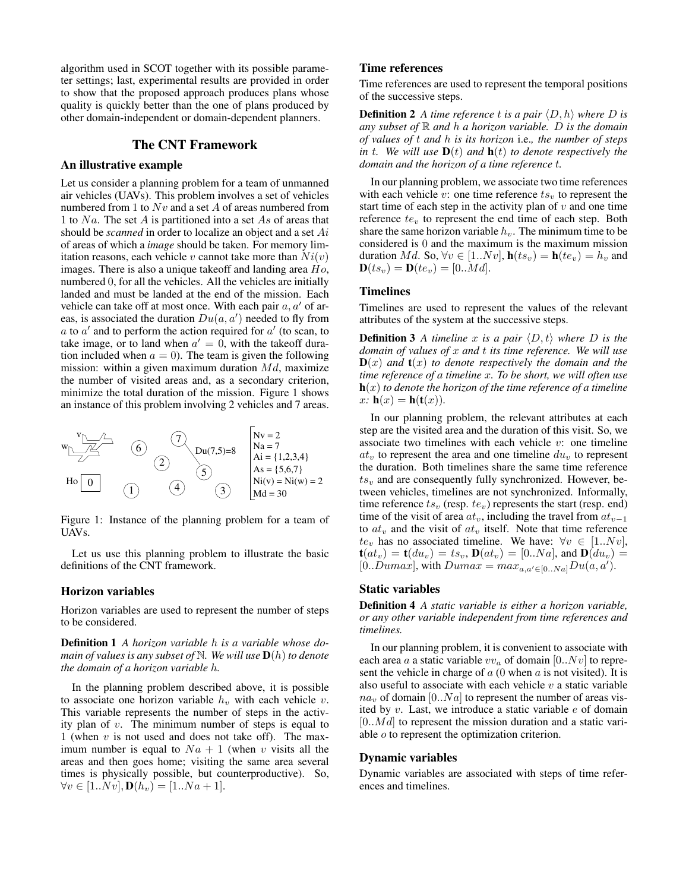algorithm used in SCOT together with its possible parameter settings; last, experimental results are provided in order to show that the proposed approach produces plans whose quality is quickly better than the one of plans produced by other domain-independent or domain-dependent planners.

## The CNT Framework

### An illustrative example

Let us consider a planning problem for a team of unmanned air vehicles (UAVs). This problem involves a set of vehicles numbered from 1 to $Nv$ and a set $A$ of areas numbered from 1 to $Na$. The set $A$ is partitioned into a set $As$ of areas that should be *scanned* in order to localize an object and a set $Ai$ of areas of which a *image* should be taken. For memory limitation reasons, each vehicle $v$ cannot take more than $Ni(v)$ images. There is also a unique takeoff and landing area $Ho$, numbered 0, for all the vehicles. All the vehicles are initially landed and must be landed at the end of the mission. Each vehicle can take off at most once. With each pair $a, a'$ of areas, is associated the duration $Du(a, a')$ needed to fly from $a$ to $a'$ and to perform the action required for $a'$ (to scan, to take image, or to land when $a' = 0$, with the takeoff duration included when $a = 0$). The team is given the following mission: within a given maximum duration $Md$, maximize the number of visited areas and, as a secondary criterion, minimize the total duration of the mission. Figure 1 shows an instance of this problem involving 2 vehicles and 7 areas.

Figure 1: Instance of the planning problem for a team of UAVs.

Let us use this planning problem to illustrate the basic definitions of the CNT framework.

### Horizon variables

Horizon variables are used to represent the number of steps to be considered.

**Definition 1** *A horizon variable $h$ is a variable whose domain of values is any subset of $\mathbb{N}$. We will use $\mathbf{D}(h)$ to denote the domain of a horizon variable $h$.*

In the planning problem described above, it is possible to associate one horizon variable $h_v$ with each vehicle $v$. This variable represents the number of steps in the activity plan of $v$. The minimum number of steps is equal to 1 (when $v$ is not used and does not take off). The maximum number is equal to $Na + 1$ (when $v$ visits all the areas and then goes home; visiting the same area several times is physically possible, but counterproductive). So, $\forall v \in [1..Nv], \mathbf{D}(h_v) = [1..Na + 1]$.

### Time references

Time references are used to represent the temporal positions of the successive steps.

**Definition 2** *A time reference $t$ is a pair $\langle D, h \rangle$ where $D$ is any subset of $\mathbb{R}$ and $h$ a horizon variable. $D$ is the domain of values of $t$ and $h$ is its horizon* i.e.*, the number of steps in $t$. We will use $\mathbf{D}(t)$ and $\mathbf{h}(t)$ to denote respectively the domain and the horizon of a time reference $t$.*

In our planning problem, we associate two time references with each vehicle $v$: one time reference $ts_v$ to represent the start time of each step in the activity plan of $v$ and one time reference $te_v$ to represent the end time of each step. Both share the same horizon variable $h_v$. The minimum time to be considered is 0 and the maximum is the maximum mission duration $Md$. So, $\forall v \in [1..Nv], \mathbf{h}(ts_v) = \mathbf{h}(te_v) = h_v$ and $\mathbf{D}(ts_v) = \mathbf{D}(te_v) = [0..Md]$.

### Timelines

Timelines are used to represent the values of the relevant attributes of the system at the successive steps.

**Definition 3** *A timeline $x$ is a pair $\langle D, t \rangle$ where $D$ is the domain of values of $x$ and $t$ its time reference. We will use $\mathbf{D}(x)$ and $\mathbf{t}(x)$ to denote respectively the domain and the time reference of a timeline $x$. To be short, we will often use $\mathbf{h}(x)$ to denote the horizon of the time reference of a timeline $x$: $\mathbf{h}(x) = \mathbf{h}(\mathbf{t}(x))$.*

In our planning problem, the relevant attributes at each step are the visited area and the duration of this visit. So, we associate two timelines with each vehicle $v$: one timeline $at_v$ to represent the area and one timeline $du_v$ to represent the duration. Both timelines share the same time reference $ts_v$ and are consequently fully synchronized. However, between vehicles, timelines are not synchronized. Informally, time reference $ts_v$ (resp. $te_v$) represents the start (resp. end) time of the visit of area $at_v$, including the travel from $at_{v-1}$ to $at_v$ and the visit of $at_v$ itself. Note that time reference $te_v$ has no associated timeline. We have: $\forall v \in [1..Nv]$, $\mathbf{t}(at_v) = \mathbf{t}(du_v) = ts_v$, $\mathbf{D}(at_v) = [0..Na]$, and $\mathbf{D}(du_v) = [0..Dumax]$, with $Dumax = max_{a,a' \in [0..Na]} Du(a, a')$.

### Static variables

**Definition 4** *A static variable is either a horizon variable, or any other variable independent from time references and timelines.*

In our planning problem, it is convenient to associate with each area $a$ a static variable $vv_a$ of domain $[0..Nv]$ to represent the vehicle in charge of $a$ (0 when $a$ is not visited). It is also useful to associate with each vehicle $v$ a static variable $na_v$ of domain $[0..Na]$ to represent the number of areas visited by $v$. Last, we introduce a static variable $e$ of domain $[0..Md]$ to represent the mission duration and a static variable $o$ to represent the optimization criterion.

### Dynamic variables

Dynamic variables are associated with steps of time references and timelines.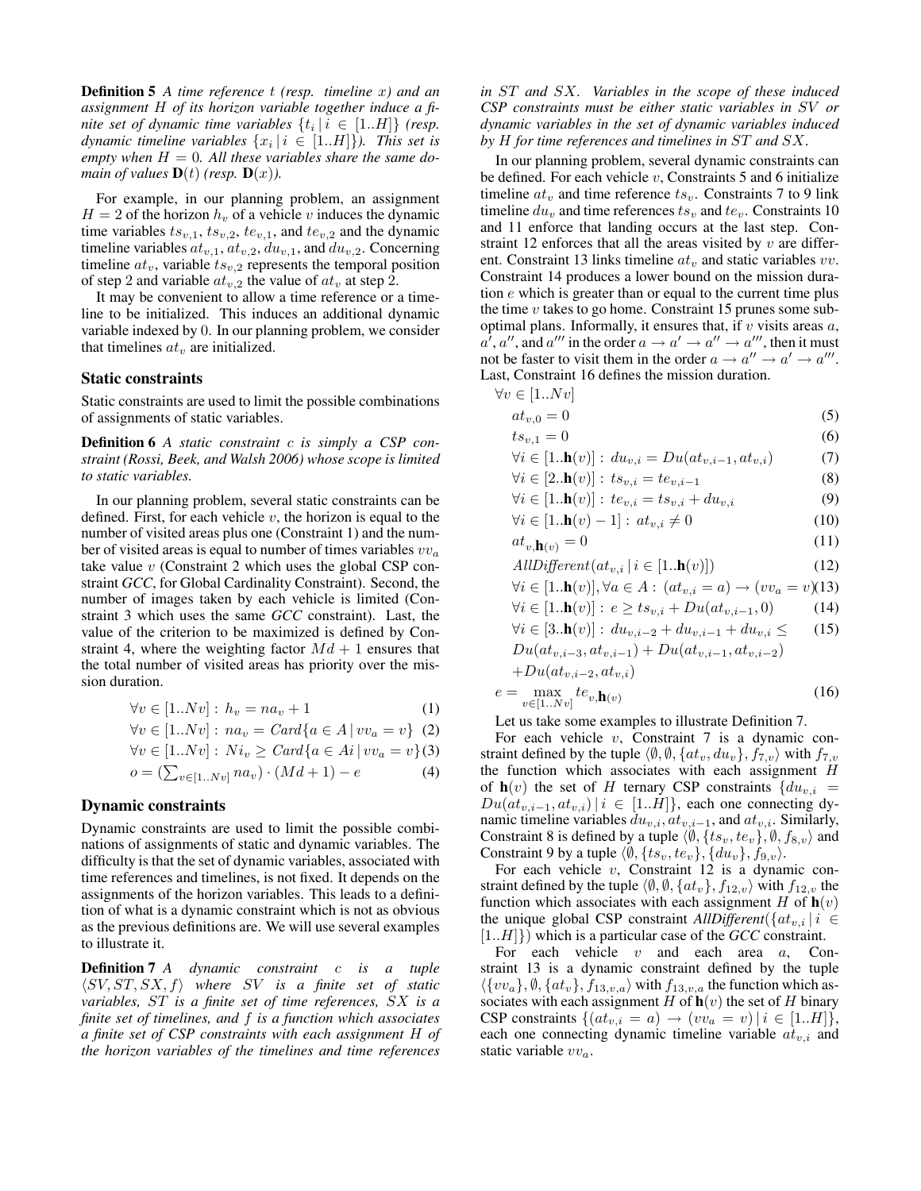**Definition 5** *A time reference $t$ (resp. timeline $x$) and an assignment $H$ of its horizon variable together induce a finite set of dynamic time variables $\{t_i \,|\, i \in [1..H]\}$ (resp. dynamic timeline variables $\{x_i \,|\, i \in [1..H]\}$). This set is empty when $H = 0$. All these variables share the same domain of values $\mathbf{D}(t)$ (resp. $\mathbf{D}(x)$).*

For example, in our planning problem, an assignment $H = 2$ of the horizon $h_v$ of a vehicle $v$ induces the dynamic time variables $ts_{v,1}$, $ts_{v,2}$, $te_{v,1}$, and $te_{v,2}$ and the dynamic timeline variables $at_{v,1}$, $at_{v,2}$, $du_{v,1}$, and $du_{v,2}$. Concerning timeline $at_v$, variable $ts_{v,2}$ represents the temporal position of step 2 and variable $at_{v,2}$ the value of $at_v$ at step 2.

It may be convenient to allow a time reference or a timeline to be initialized. This induces an additional dynamic variable indexed by 0. In our planning problem, we consider that timelines $at_v$ are initialized.

## Static constraints

Static constraints are used to limit the possible combinations of assignments of static variables.

**Definition 6** *A static constraint $c$ is simply a CSP constraint (Rossi, Beek, and Walsh 2006) whose scope is limited to static variables.*

In our planning problem, several static constraints can be defined. First, for each vehicle $v$, the horizon is equal to the number of visited areas plus one (Constraint 1) and the number of visited areas is equal to number of times variables $vv_a$ take value $v$ (Constraint 2 which uses the global CSP constraint *GCC*, for Global Cardinality Constraint). Second, the number of images taken by each vehicle is limited (Constraint 3 which uses the same *GCC* constraint). Last, the value of the criterion to be maximized is defined by Constraint 4, where the weighting factor $Md + 1$ ensures that the total number of visited areas has priority over the mission duration.

$$\forall v \in [1..Nv] : \; h_v = na_v + 1 \tag{1}$$

$$\forall v \in [1..Nv] : \; na_v = Card\{a \in A \,|\, vv_a = v\} \tag{2}$$

$$\forall v \in [1..Nv] : \; Ni_v \geq Card\{a \in Ai \,|\, vv_a = v\} \tag{3}$$

$$o = (\textstyle\sum_{v \in [1..Nv]} na_v) \cdot (Md + 1) - e \tag{4}$$

## Dynamic constraints

Dynamic constraints are used to limit the possible combinations of assignments of static and dynamic variables. The difficulty is that the set of dynamic variables, associated with time references and timelines, is not fixed. It depends on the assignments of the horizon variables. This leads to a definition of what is a dynamic constraint which is not as obvious as the previous definitions are. We will use several examples to illustrate it.

**Definition 7** *A dynamic constraint $c$ is a tuple $\langle SV, ST, SX, f \rangle$ where $SV$ is a finite set of static variables, $ST$ is a finite set of time references, $SX$ is a finite set of timelines, and $f$ is a function which associates a finite set of CSP constraints with each assignment $H$ of the horizon variables of the timelines and time references in $ST$ and $SX$. Variables in the scope of these induced CSP constraints must be either static variables in $SV$ or dynamic variables in the set of dynamic variables induced by $H$ for time references and timelines in $ST$ and $SX$.*

In our planning problem, several dynamic constraints can be defined. For each vehicle $v$, Constraints 5 and 6 initialize timeline $at_v$ and time reference $ts_v$. Constraints 7 to 9 link timeline $du_v$ and time references $ts_v$ and $te_v$. Constraints 10 and 11 enforce that landing occurs at the last step. Constraint 12 enforces that all the areas visited by $v$ are different. Constraint 13 links timeline $at_v$ and static variables $vv$. Constraint 14 produces a lower bound on the mission duration $e$ which is greater than or equal to the current time plus the time $v$ takes to go home. Constraint 15 prunes some suboptimal plans. Informally, it ensures that, if $v$ visits areas $a$, $a'$, $a''$, and $a'''$ in the order $a \rightarrow a' \rightarrow a'' \rightarrow a'''$, then it must not be faster to visit them in the order $a \rightarrow a'' \rightarrow a' \rightarrow a'''$. Last, Constraint 16 defines the mission duration.

$\forall v \in [1..Nv]$

$$at_{v,0} = 0 \tag{5}$$

$$ts_{v,1} = 0 \tag{6}$$

$$\forall i \in [1..\mathbf{h}(v)] : \; du_{v,i} = Du(at_{v,i-1}, at_{v,i}) \tag{7}$$

$$\forall i \in [2..\mathbf{h}(v)] : \; ts_{v,i} = te_{v,i-1} \tag{8}$$

$$\forall i \in [1..\mathbf{h}(v)] : \; te_{v,i} = ts_{v,i} + du_{v,i} \tag{9}$$

$$\forall i \in [1..\mathbf{h}(v) - 1] : \; at_{v,i} \neq 0 \tag{10}$$

$$at_{v,\mathbf{h}(v)} = 0 \tag{11}$$

$$AllDifferent(at_{v,i} \,|\, i \in [1..\mathbf{h}(v)]) \tag{12}$$

$$\forall i \in [1..\mathbf{h}(v)], \forall a \in A : \; (at_{v,i} = a) \rightarrow (vv_a = v) \tag{13}$$

$$\forall i \in [1..\mathbf{h}(v)] : \; e \geq ts_{v,i} + Du(at_{v,i-1}, 0) \tag{14}$$

$$\begin{aligned} \forall i \in [3..\mathbf{h}(v)] : \; & du_{v,i-2} + du_{v,i-1} + du_{v,i} \leq \\ & Du(at_{v,i-3}, at_{v,i-1}) + Du(at_{v,i-1}, at_{v,i-2}) \\ & + Du(at_{v,i-2}, at_{v,i}) \end{aligned} \tag{15}$$

$$e = \max_{v \in [1..Nv]} te_{v,\mathbf{h}(v)} \tag{16}$$

Let us take some examples to illustrate Definition 7.

For each vehicle $v$, Constraint 7 is a dynamic constraint defined by the tuple $\langle \emptyset, \emptyset, \{at_v, du_v\}, f_{7,v} \rangle$ with $f_{7,v}$ the function which associates with each assignment $H$ of $\mathbf{h}(v)$ the set of $H$ ternary CSP constraints $\{du_{v,i} = Du(at_{v,i-1}, at_{v,i}) \,|\, i \in [1..H]\}$, each one connecting dynamic timeline variables $du_{v,i}$, $at_{v,i-1}$, and $at_{v,i}$. Similarly, Constraint 8 is defined by a tuple $\langle \emptyset, \{ts_v, te_v\}, \emptyset, f_{8,v} \rangle$ and Constraint 9 by a tuple $\langle \emptyset, \{ts_v, te_v\}, \{du_v\}, f_{9,v} \rangle$.

For each vehicle $v$, Constraint 12 is a dynamic constraint defined by the tuple $\langle \emptyset, \emptyset, \{at_v\}, f_{12,v} \rangle$ with $f_{12,v}$ the function which associates with each assignment $H$ of $\mathbf{h}(v)$ the unique global CSP constraint *AllDifferent*($\{at_{v,i} \,|\, i \in [1..H]\}$) which is a particular case of the *GCC* constraint.

For each vehicle $v$ and each area $a$, Constraint 13 is a dynamic constraint defined by the tuple $\langle \{vv_a\}, \emptyset, \{at_v\}, f_{13,v,a} \rangle$ with $f_{13,v,a}$ the function which associates with each assignment $H$ of $\mathbf{h}(v)$ the set of $H$ binary CSP constraints $\{(at_{v,i} = a) \rightarrow (vv_a = v) \,|\, i \in [1..H]\}$, each one connecting dynamic timeline variable $at_{v,i}$ and static variable $vv_a$.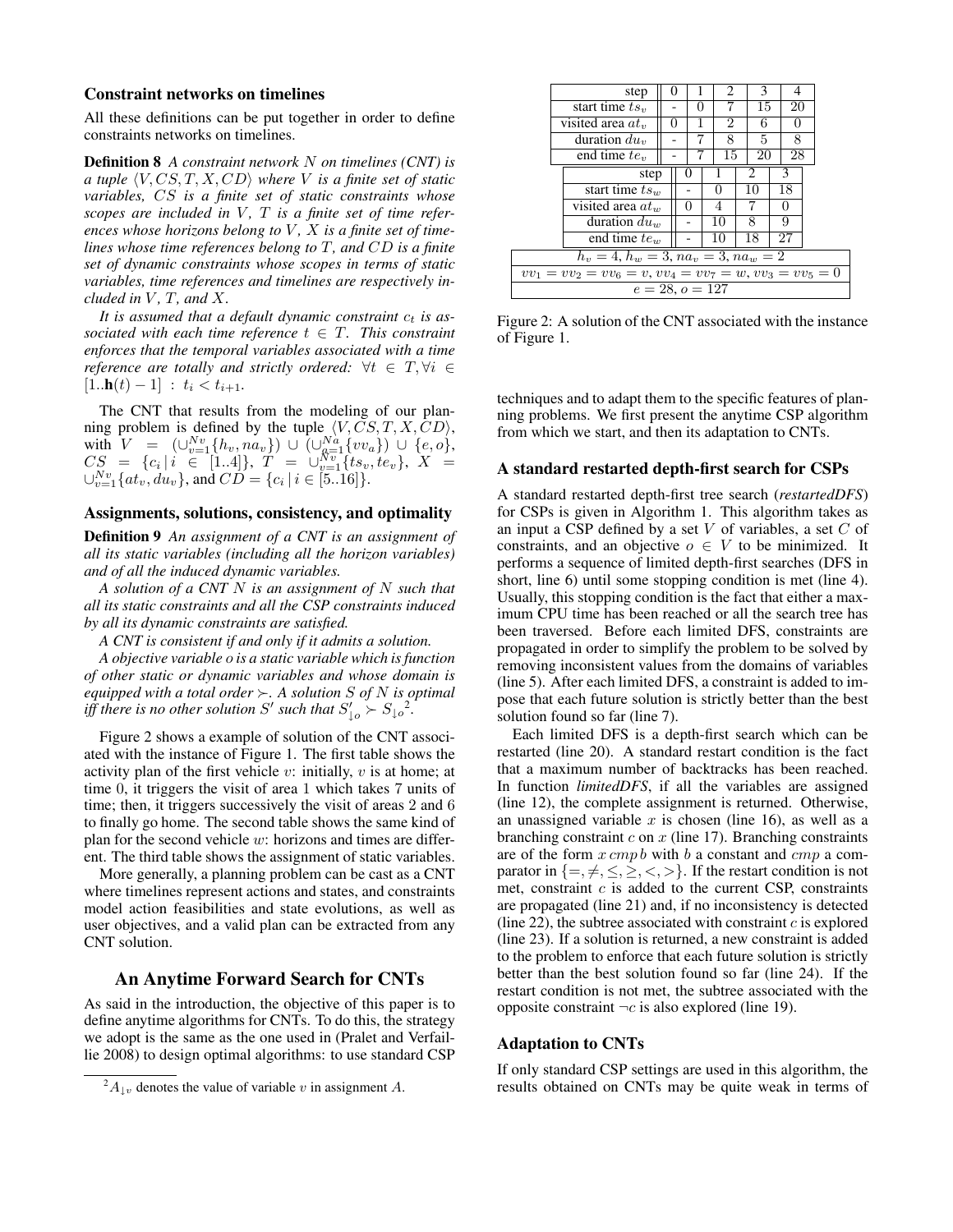### Constraint networks on timelines

All these definitions can be put together in order to define constraints networks on timelines.

**Definition 8** *A constraint network $N$ on timelines (CNT) is a tuple $\langle V, CS, T, X, CD \rangle$ where $V$ is a finite set of static variables, $CS$ is a finite set of static constraints whose scopes are included in $V$, $T$ is a finite set of time references whose horizons belong to $V$, $X$ is a finite set of timelines whose time references belong to $T$, and $CD$ is a finite set of dynamic constraints whose scopes in terms of static variables, time references and timelines are respectively included in $V$, $T$, and $X$.*

*It is assumed that a default dynamic constraint $c_t$ is associated with each time reference $t \in T$. This constraint enforces that the temporal variables associated with a time reference are totally and strictly ordered: $\forall t \in T, \forall i \in [1..\mathbf{h}(t) - 1] : t_i < t_{i+1}$.*

The CNT that results from the modeling of our planning problem is defined by the tuple $\langle V, CS, T, X, CD \rangle$, with $V = (\cup_{v=1}^{Nv}\{h_v, na_v\}) \cup (\cup_{a=1}^{Na}\{vv_a\}) \cup \{e, o\}$, $CS = \{c_i \mid i \in [1..4]\}$, $T = \cup_{v=1}^{Nv}\{ts_v, te_v\}$, $X = \cup_{v=1}^{Nv}\{at_v, du_v\}$, and $CD = \{c_i \mid i \in [5..16]\}$.

### Assignments, solutions, consistency, and optimality

**Definition 9** *An assignment of a CNT is an assignment of all its static variables (including all the horizon variables) and of all the induced dynamic variables.*

*A solution of a CNT $N$ is an assignment of $N$ such that all its static constraints and all the CSP constraints induced by all its dynamic constraints are satisfied.*

*A CNT is consistent if and only if it admits a solution.*

*A objective variable $o$ is a static variable which is function of other static or dynamic variables and whose domain is equipped with a total order $\succ$. A solution $S$ of $N$ is optimal iff there is no other solution $S'$ such that $S'_{\downarrow o} \succ S_{\downarrow o}$*[2]*.*

Figure 2 shows a example of solution of the CNT associated with the instance of Figure 1. The first table shows the activity plan of the first vehicle $v$: initially, $v$ is at home; at time 0, it triggers the visit of area 1 which takes 7 units of time; then, it triggers successively the visit of areas 2 and 6 to finally go home. The second table shows the same kind of plan for the second vehicle $w$: horizons and times are different. The third table shows the assignment of static variables.

More generally, a planning problem can be cast as a CNT where timelines represent actions and states, and constraints model action feasibilities and state evolutions, as well as user objectives, and a valid plan can be extracted from any CNT solution.

| step | 0 | 1 | 2 | 3 | 4 |
|---|---|---|---|---|---|
| start time $ts_v$ | - | 0 | 7 | 15 | 20 |
| visited area $at_v$ | 0 | 1 | 2 | 6 | 0 |
| duration $du_v$ | - | 7 | 8 | 5 | 8 |
| end time $te_v$ | - | 7 | 15 | 20 | 28 |

| step | 0 | 1 | 2 | 3 |
|---|---|---|---|---|
| start time $ts_w$ | - | 0 | 10 | 18 |
| visited area $at_w$ | 0 | 4 | 7 | 0 |
| duration $du_w$ | - | 10 | 8 | 9 |
| end time $te_w$ | - | 10 | 18 | 27 |

| |
|---|
| $h_v = 4$, $h_w = 3$, $na_v = 3$, $na_w = 2$ |
| $vv_1 = vv_2 = vv_6 = v$, $vv_4 = vv_7 = w$, $vv_3 = vv_5 = 0$ |
| $e = 28$, $o = 127$ |

Figure 2: A solution of the CNT associated with the instance of Figure 1.

## An Anytime Forward Search for CNTs

As said in the introduction, the objective of this paper is to define anytime algorithms for CNTs. To do this, the strategy we adopt is the same as the one used in (Pralet and Verfaillie 2008) to design optimal algorithms: to use standard CSP techniques and to adapt them to the specific features of planning problems. We first present the anytime CSP algorithm from which we start, and then its adaptation to CNTs.

### A standard restarted depth-first search for CSPs

A standard restarted depth-first tree search (*restartedDFS*) for CSPs is given in Algorithm 1. This algorithm takes as an input a CSP defined by a set $V$ of variables, a set $C$ of constraints, and an objective $o \in V$ to be minimized. It performs a sequence of limited depth-first searches (DFS in short, line 6) until some stopping condition is met (line 4). Usually, this stopping condition is the fact that either a maximum CPU time has been reached or all the search tree has been traversed. Before each limited DFS, constraints are propagated in order to simplify the problem to be solved by removing inconsistent values from the domains of variables (line 5). After each limited DFS, a constraint is added to impose that each future solution is strictly better than the best solution found so far (line 7).

Each limited DFS is a depth-first search which can be restarted (line 20). A standard restart condition is the fact that a maximum number of backtracks has been reached. In function *limitedDFS*, if all the variables are assigned (line 12), the complete assignment is returned. Otherwise, an unassigned variable $x$ is chosen (line 16), as well as a branching constraint $c$ on $x$ (line 17). Branching constraints are of the form $x \; cmp \; b$ with $b$ a constant and $cmp$ a comparator in $\{=, \neq, \leq, \geq, <, >\}$. If the restart condition is not met, constraint $c$ is added to the current CSP, constraints are propagated (line 21) and, if no inconsistency is detected (line 22), the subtree associated with constraint $c$ is explored (line 23). If a solution is returned, a new constraint is added to the problem to enforce that each future solution is strictly better than the best solution found so far (line 24). If the restart condition is not met, the subtree associated with the opposite constraint $\neg c$ is also explored (line 19).

### Adaptation to CNTs

If only standard CSP settings are used in this algorithm, the results obtained on CNTs may be quite weak in terms of

[2] $A_{\downarrow v}$ denotes the value of variable $v$ in assignment $A$.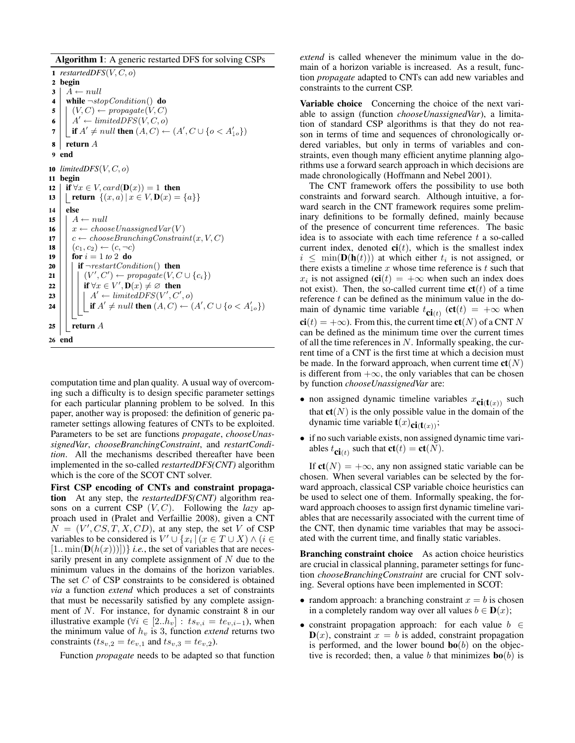**Algorithm 1**: A generic restarted DFS for solving CSPs

```
1  restartedDFS(V, C, o)
2  begin
3  |  A ← null
4  |  while ¬stopCondition() do
5  |  |  (V, C) ← propagate(V, C)
6  |  |  A' ← limitedDFS(V, C, o)
7  |  |_ if A' ≠ null then (A, C) ← (A', C ∪ {o < A'↓o})
8  |  return A
9  end

10 limitedDFS(V, C, o)
11 begin
12 |  if ∀x ∈ V, card(D(x)) = 1 then
13 |  |_ return {(x, a) | x ∈ V, D(x) = {a}}
14 |  else
15 |  |  A ← null
16 |  |  x ← chooseUnassignedVar(V)
17 |  |  c ← chooseBranchingConstraint(x, V, C)
18 |  |  (c1, c2) ← (c, ¬c)
19 |  |  for i = 1 to 2 do
20 |  |  |  if ¬restartCondition() then
21 |  |  |  |  (V', C') ← propagate(V, C ∪ {ci})
22 |  |  |  |  if ∀x ∈ V', D(x) ≠ ∅ then
23 |  |  |  |  |  A' ← limitedDFS(V', C', o)
24 |  |  |  |  |_ if A' ≠ null then (A, C) ← (A', C ∪ {o < A'↓o})
25 |  |  return A
26 end
```

computation time and plan quality. A usual way of overcoming such a difficulty is to design specific parameter settings for each particular planning problem to be solved. In this paper, another way is proposed: the definition of generic parameter settings allowing features of CNTs to be exploited. Parameters to be set are functions *propagate*, *chooseUnassignedVar*, *chooseBranchingConstraint*, and *restartCondition*. All the mechanisms described thereafter have been implemented in the so-called *restartedDFS(CNT)* algorithm which is the core of the SCOT CNT solver.

**First CSP encoding of CNTs and constraint propagation** At any step, the *restartedDFS(CNT)* algorithm reasons on a current CSP $(V, C)$. Following the *lazy* approach used in (Pralet and Verfaillie 2008), given a CNT $N = (V', CS, T, X, CD)$, at any step, the set $V$ of CSP variables to be considered is $V' \cup \{x_i \mid (x \in T \cup X) \wedge (i \in [1..\min(\mathbf{D}(h(x)))])\}$ *i.e.*, the set of variables that are necessarily present in any complete assignment of $N$ due to the minimum values in the domains of the horizon variables. The set $C$ of CSP constraints to be considered is obtained *via* a function *extend* which produces a set of constraints that must be necessarily satisfied by any complete assignment of $N$. For instance, for dynamic constraint 8 in our illustrative example ($\forall i \in [2..h_v] : ts_{v,i} = te_{v,i-1}$), when the minimum value of $h_v$ is 3, function *extend* returns two constraints ($ts_{v,2} = te_{v,1}$ and $ts_{v,3} = te_{v,2}$).

Function *propagate* needs to be adapted so that function *extend* is called whenever the minimum value in the domain of a horizon variable is increased. As a result, function *propagate* adapted to CNTs can add new variables and constraints to the current CSP.

**Variable choice** Concerning the choice of the next variable to assign (function *chooseUnassignedVar*), a limitation of standard CSP algorithms is that they do not reason in terms of time and sequences of chronologically ordered variables, but only in terms of variables and constraints, even though many efficient anytime planning algorithms use a forward search approach in which decisions are made chronologically (Hoffmann and Nebel 2001).

The CNT framework offers the possibility to use both constraints and forward search. Although intuitive, a forward search in the CNT framework requires some preliminary definitions to be formally defined, mainly because of the presence of concurrent time references. The basic idea is to associate with each time reference $t$ a so-called current index, denoted $\mathbf{ci}(t)$, which is the smallest index $i \leq \min(\mathbf{D}(\mathbf{h}(t)))$ at which either $t_i$ is not assigned, or there exists a timeline $x$ whose time reference is $t$ such that $x_i$ is not assigned ($\mathbf{ci}(t) = +\infty$ when such an index does not exist). Then, the so-called current time $\mathbf{ct}(t)$ of a time reference $t$ can be defined as the minimum value in the domain of dynamic time variable $t_{\mathbf{ci}(t)}$ ($\mathbf{ct}(t) = +\infty$ when $\mathbf{ci}(t) = +\infty$). From this, the current time $\mathbf{ct}(N)$ of a CNT $N$ can be defined as the minimum time over the current times of all the time references in $N$. Informally speaking, the current time of a CNT is the first time at which a decision must be made. In the forward approach, when current time $\mathbf{ct}(N)$ is different from $+\infty$, the only variables that can be chosen by function *chooseUnassignedVar* are:

- non assigned dynamic timeline variables $x_{\mathbf{ci}(\mathbf{t}(x))}$ such that $\mathbf{ct}(N)$ is the only possible value in the domain of the dynamic time variable $\mathbf{t}(x)_{\mathbf{ci}(\mathbf{t}(x))}$;
- if no such variable exists, non assigned dynamic time variables $t_{\mathbf{ci}(t)}$ such that $\mathbf{ct}(t) = \mathbf{ct}(N)$.

If $\mathbf{ct}(N) = +\infty$, any non assigned static variable can be chosen. When several variables can be selected by the forward approach, classical CSP variable choice heuristics can be used to select one of them. Informally speaking, the forward approach chooses to assign first dynamic timeline variables that are necessarily associated with the current time of the CNT, then dynamic time variables that may be associated with the current time, and finally static variables.

**Branching constraint choice** As action choice heuristics are crucial in classical planning, parameter settings for function *chooseBranchingConstraint* are crucial for CNT solving. Several options have been implemented in SCOT:

- random approach: a branching constraint $x = b$ is chosen in a completely random way over all values $b \in \mathbf{D}(x)$;
- constraint propagation approach: for each value $b \in \mathbf{D}(x)$, constraint $x = b$ is added, constraint propagation is performed, and the lower bound $\mathbf{bo}(b)$ on the objective is recorded; then, a value $b$ that minimizes $\mathbf{bo}(b)$ is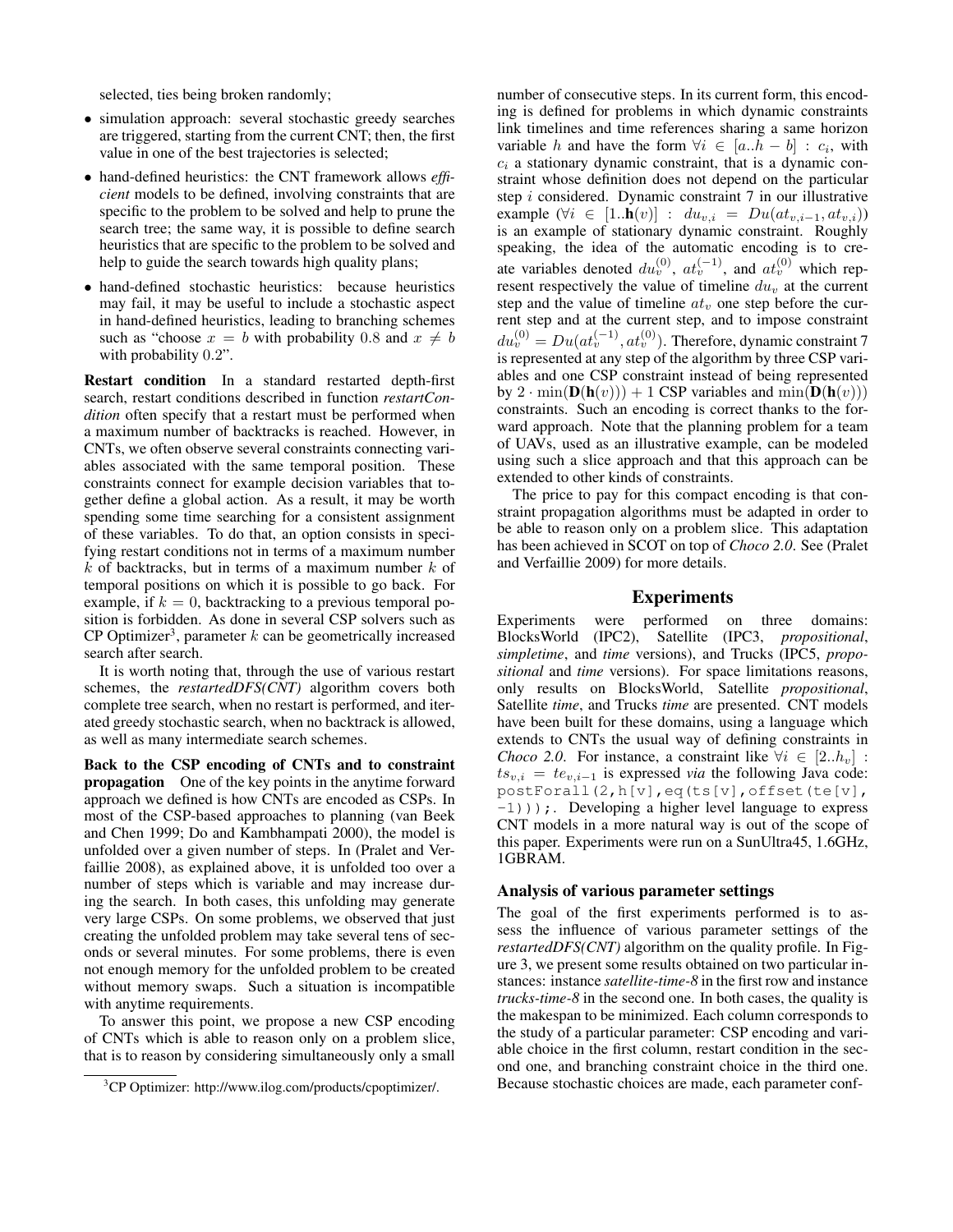selected, ties being broken randomly;

- simulation approach: several stochastic greedy searches are triggered, starting from the current CNT; then, the first value in one of the best trajectories is selected;
- hand-defined heuristics: the CNT framework allows *efficient* models to be defined, involving constraints that are specific to the problem to be solved and help to prune the search tree; the same way, it is possible to define search heuristics that are specific to the problem to be solved and help to guide the search towards high quality plans;
- hand-defined stochastic heuristics: because heuristics may fail, it may be useful to include a stochastic aspect in hand-defined heuristics, leading to branching schemes such as "choose $x = b$ with probability 0.8 and $x \neq b$ with probability 0.2".

**Restart condition** In a standard restarted depth-first search, restart conditions described in function *restartCondition* often specify that a restart must be performed when a maximum number of backtracks is reached. However, in CNTs, we often observe several constraints connecting variables associated with the same temporal position. These constraints connect for example decision variables that together define a global action. As a result, it may be worth spending some time searching for a consistent assignment of these variables. To do that, an option consists in specifying restart conditions not in terms of a maximum number $k$ of backtracks, but in terms of a maximum number $k$ of temporal positions on which it is possible to go back. For example, if $k = 0$, backtracking to a previous temporal position is forbidden. As done in several CSP solvers such as CP Optimizer[3], parameter $k$ can be geometrically increased search after search.

It is worth noting that, through the use of various restart schemes, the *restartedDFS(CNT)* algorithm covers both complete tree search, when no restart is performed, and iterated greedy stochastic search, when no backtrack is allowed, as well as many intermediate search schemes.

**Back to the CSP encoding of CNTs and to constraint propagation** One of the key points in the anytime forward approach we defined is how CNTs are encoded as CSPs. In most of the CSP-based approaches to planning (van Beek and Chen 1999; Do and Kambhampati 2000), the model is unfolded over a given number of steps. In (Pralet and Verfaillie 2008), as explained above, it is unfolded too over a number of steps which is variable and may increase during the search. In both cases, this unfolding may generate very large CSPs. On some problems, we observed that just creating the unfolded problem may take several tens of seconds or several minutes. For some problems, there is even not enough memory for the unfolded problem to be created without memory swaps. Such a situation is incompatible with anytime requirements.

To answer this point, we propose a new CSP encoding of CNTs which is able to reason only on a problem slice, that is to reason by considering simultaneously only a small number of consecutive steps. In its current form, this encoding is defined for problems in which dynamic constraints link timelines and time references sharing a same horizon variable $h$ and have the form $\forall i \in [a..h - b] : c_i$, with $c_i$ a stationary dynamic constraint, that is a dynamic constraint whose definition does not depend on the particular step $i$ considered. Dynamic constraint 7 in our illustrative example ($\forall i \in [1..\mathbf{h}(v)] : du_{v,i} = Du(at_{v,i-1}, at_{v,i})$) is an example of stationary dynamic constraint. Roughly speaking, the idea of the automatic encoding is to create variables denoted $du_v^{(0)}$, $at_v^{(-1)}$, and $at_v^{(0)}$ which represent respectively the value of timeline $du_v$ at the current step and the value of timeline $at_v$ one step before the current step and at the current step, and to impose constraint $du_v^{(0)} = Du(at_v^{(-1)}, at_v^{(0)})$. Therefore, dynamic constraint 7 is represented at any step of the algorithm by three CSP variables and one CSP constraint instead of being represented by $2 \cdot \min(\mathbf{D}(\mathbf{h}(v))) + 1$ CSP variables and $\min(\mathbf{D}(\mathbf{h}(v)))$ constraints. Such an encoding is correct thanks to the forward approach. Note that the planning problem for a team of UAVs, used as an illustrative example, can be modeled using such a slice approach and that this approach can be extended to other kinds of constraints.

The price to pay for this compact encoding is that constraint propagation algorithms must be adapted in order to be able to reason only on a problem slice. This adaptation has been achieved in SCOT on top of *Choco 2.0*. See (Pralet and Verfaillie 2009) for more details.

## Experiments

Experiments were performed on three domains: BlocksWorld (IPC2), Satellite (IPC3, *propositional*, *simpletime*, and *time* versions), and Trucks (IPC5, *propositional* and *time* versions). For space limitations reasons, only results on BlocksWorld, Satellite *propositional*, Satellite *time*, and Trucks *time* are presented. CNT models have been built for these domains, using a language which extends to CNTs the usual way of defining constraints in *Choco 2.0*. For instance, a constraint like $\forall i \in [2..h_v] : ts_{v,i} = te_{v,i-1}$ is expressed *via* the following Java code: `postForall(2,h[v],eq(ts[v],offset(te[v], -1)));`. Developing a higher level language to express CNT models in a more natural way is out of the scope of this paper. Experiments were run on a SunUltra45, 1.6GHz, 1GBRAM.

### Analysis of various parameter settings

The goal of the first experiments performed is to assess the influence of various parameter settings of the *restartedDFS(CNT)* algorithm on the quality profile. In Figure 3, we present some results obtained on two particular instances: instance *satellite-time-8* in the first row and instance *trucks-time-8* in the second one. In both cases, the quality is the makespan to be minimized. Each column corresponds to the study of a particular parameter: CSP encoding and variable choice in the first column, restart condition in the second one, and branching constraint choice in the third one. Because stochastic choices are made, each parameter conf-

[3] CP Optimizer: http://www.ilog.com/products/cpoptimizer/.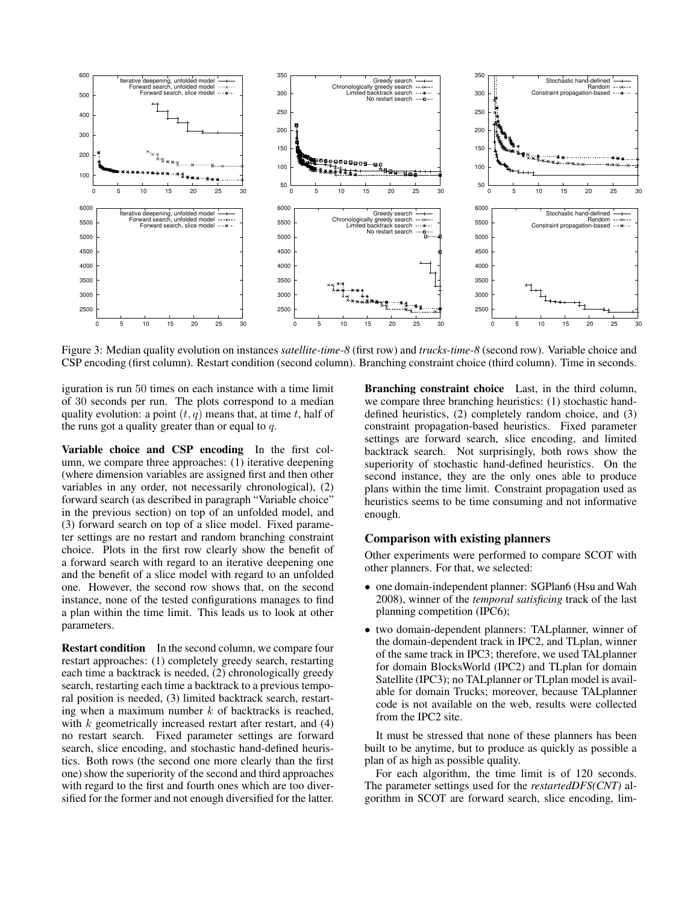Figure 3: Median quality evolution on instances *satellite-time-8* (first row) and *trucks-time-8* (second row). Variable choice and CSP encoding (first column). Restart condition (second column). Branching constraint choice (third column). Time in seconds.

iguration is run 50 times on each instance with a time limit of 30 seconds per run. The plots correspond to a median quality evolution: a point $(t, q)$ means that, at time $t$, half of the runs got a quality greater than or equal to $q$.

**Variable choice and CSP encoding** In the first column, we compare three approaches: (1) iterative deepening (where dimension variables are assigned first and then other variables in any order, not necessarily chronological), (2) forward search (as described in paragraph "Variable choice" in the previous section) on top of an unfolded model, and (3) forward search on top of a slice model. Fixed parameter settings are no restart and random branching constraint choice. Plots in the first row clearly show the benefit of a forward search with regard to an iterative deepening one and the benefit of a slice model with regard to an unfolded one. However, the second row shows that, on the second instance, none of the tested configurations manages to find a plan within the time limit. This leads us to look at other parameters.

**Restart condition** In the second column, we compare four restart approaches: (1) completely greedy search, restarting each time a backtrack is needed, (2) chronologically greedy search, restarting each time a backtrack to a previous temporal position is needed, (3) limited backtrack search, restarting when a maximum number $k$ of backtracks is reached, with $k$ geometrically increased restart after restart, and (4) no restart search. Fixed parameter settings are forward search, slice encoding, and stochastic hand-defined heuristics. Both rows (the second one more clearly than the first one) show the superiority of the second and third approaches with regard to the first and fourth ones which are too diversified for the former and not enough diversified for the latter.

**Branching constraint choice** Last, in the third column, we compare three branching heuristics: (1) stochastic hand-defined heuristics, (2) completely random choice, and (3) constraint propagation-based heuristics. Fixed parameter settings are forward search, slice encoding, and limited backtrack search. Not surprisingly, both rows show the superiority of stochastic hand-defined heuristics. On the second instance, they are the only ones able to produce plans within the time limit. Constraint propagation used as heuristics seems to be time consuming and not informative enough.

## Comparison with existing planners

Other experiments were performed to compare SCOT with other planners. For that, we selected:

- one domain-independent planner: SGPlan6 (Hsu and Wah 2008), winner of the *temporal satisficing* track of the last planning competition (IPC6);
- two domain-dependent planners: TALplanner, winner of the domain-dependent track in IPC2, and TLplan, winner of the same track in IPC3; therefore, we used TALplanner for domain BlocksWorld (IPC2) and TLplan for domain Satellite (IPC3); no TALplanner or TLplan model is available for domain Trucks; moreover, because TALplanner code is not available on the web, results were collected from the IPC2 site.

It must be stressed that none of these planners has been built to be anytime, but to produce as quickly as possible a plan of as high as possible quality.

For each algorithm, the time limit is of 120 seconds. The parameter settings used for the *restartedDFS(CNT)* algorithm in SCOT are forward search, slice encoding, lim-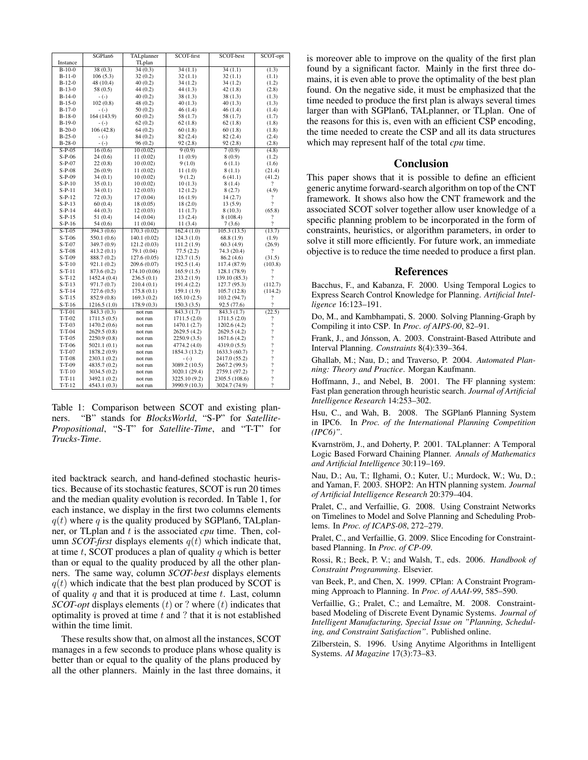| Instance | SGPlan6 | TALplanner TLplan | SCOT-first | SCOT-best | SCOT-opt |
|---|---|---|---|---|---|
| B-10-0 | 38 (0.3) | 34 (0.3) | 34 (1.1) | 34 (1.1) | (1.3) |
| B-11-0 | 106 (5.3) | 32 (0.2) | 32 (1.1) | 32 (1.1) | (1.1) |
| B-12-0 | 48 (10.4) | 40 (0.2) | 34 (1.2) | 34 (1.2) | (1.2) |
| B-13-0 | 58 (0.5) | 44 (0.2) | 44 (1.3) | 42 (1.8) | (2.8) |
| B-14-0 | - (-) | 40 (0.2) | 38 (1.3) | 38 (1.3) | (1.3) |
| B-15-0 | 102 (0.8) | 48 (0.2) | 40 (1.3) | 40 (1.3) | (1.3) |
| B-17-0 | - (-) | 50 (0.2) | 46 (1.4) | 46 (1.4) | (1.4) |
| B-18-0 | 164 (143.9) | 60 (0.2) | 58 (1.7) | 58 (1.7) | (1.7) |
| B-19-0 | - (-) | 62 (0.2) | 62 (1.8) | 62 (1.8) | (1.8) |
| B-20-0 | 106 (42.8) | 64 (0.2) | 60 (1.8) | 60 (1.8) | (1.8) |
| B-25-0 | - (-) | 84 (0.2) | 82 (2.4) | 82 (2.4) | (2.4) |
| B-28-0 | - (-) | 96 (0.2) | 92 (2.8) | 92 (2.8) | (2.8) |
| S-P-05 | 16 (0.6) | 10 (0.02) | 9 (0.9) | 7 (0.9) | (4.8) |
| S-P-06 | 24 (0.6) | 11 (0.02) | 11 (0.9) | 8 (0.9) | (1.2) |
| S-P-07 | 22 (0.8) | 10 (0.02) | 9 (1.0) | 6 (1.1) | (1.6) |
| S-P-08 | 26 (0.9) | 11 (0.02) | 11 (1.0) | 8 (1.1) | (21.4) |
| S-P-09 | 34 (0.1) | 10 (0.02) | 9 (1.2) | 6 (41.1) | (41.2) |
| S-P-10 | 35 (0.1) | 10 (0.02) | 10 (1.3) | 8 (1.4) | ? |
| S-P-11 | 34 (0.1) | 12 (0.03) | 12 (1.2) | 8 (2.7) | (4.9) |
| S-P-12 | 72 (0.3) | 17 (0.04) | 16 (1.9) | 14 (2.7) | ? |
| S-P-13 | 60 (0.4) | 18 (0.05) | 18 (2.0) | 13 (5.9) | ? |
| S-P-14 | 44 (0.3) | 12 (0.03) | 11 (1.7) | 8 (10.3) | (65.8) |
| S-P-15 | 51 (0.4) | 14 (0.04) | 13 (2.4) | 8 (108.4) | ? |
| S-P-16 | 54 (0.6) | 11 (0.04) | 11 (3.4) | 7 (3.6) | ? |
| S-T-05 | 394.3 (0.6) | 170.3 (0.02) | 162.4 (1.0) | 105.3 (13.5) | (13.7) |
| S-T-06 | 550.1 (0.6) | 140.1 (0.02) | 124.3 (1.0) | 68.8 (1.9) | (1.9) |
| S-T-07 | 349.7 (0.9) | 121.2 (0.03) | 111.2 (1.9) | 60.3 (4.9) | (26.9) |
| S-T-08 | 413.2 (0.1) | 79.1 (0.04) | 77.5 (2.2) | 74.3 (20.4) | ? |
| S-T-09 | 888.7 (0.2) | 127.6 (0.05) | 123.7 (1.5) | 86.2 (4.6) | (31.5) |
| S-T-10 | 921.1 (0.2) | 209.6 (0.07) | 192.5 (1.4) | 117.4 (87.9) | (103.8) |
| S-T-11 | 873.6 (0.2) | 174.10 (0.06) | 165.9 (1.5) | 128.1 (78.9) | ? |
| S-T-12 | 1452.4 (0.4) | 236.5 (0.1) | 233.2 (1.9) | 139.10 (85.3) | ? |
| S-T-13 | 971.7 (0.7) | 210.4 (0.1) | 191.4 (2.2) | 127.7 (95.3) | (112.7) |
| S-T-14 | 727.6 (0.5) | 175.8 (0.1) | 159.1 (1.9) | 105.7 (12.8) | (114.2) |
| S-T-15 | 852.9 (0.8) | 169.3 (0.2) | 165.10 (2.5) | 103.2 (94.7) | ? |
| S-T-16 | 1216.5 (1.0) | 178.9 (0.3) | 150.3 (3.5) | 92.5 (77.6) | ? |
| T-T-01 | 843.3 (0.3) | not run | 843.3 (1.7) | 843.3 (1.7) | (22.5) |
| T-T-02 | 1711.5 (0.5) | not run | 1711.5 (2.0) | 1711.5 (2.0) | ? |
| T-T-03 | 1470.2 (0.6) | not run | 1470.1 (2.7) | 1202.6 (4.2) | ? |
| T-T-04 | 2629.5 (0.8) | not run | 2629.5 (4.2) | 2629.5 (4.2) | ? |
| T-T-05 | 2250.9 (0.8) | not run | 2250.9 (3.5) | 1671.6 (4.2) | ? |
| T-T-06 | 5021.1 (0.1) | not run | 4774.2 (4.0) | 4319.0 (5.5) | ? |
| T-T-07 | 1878.2 (0.9) | not run | 1854.3 (13.2) | 1633.3 (60.7) | ? |
| T-T-08 | 2303.1 (0.2) | not run | - (-) | 2417.0 (55.2) | ? |
| T-T-09 | 4835.7 (0.2) | not run | 3089.2 (10.5) | 2667.2 (99.5) | ? |
| T-T-10 | 3034.5 (0.2) | not run | 3020.1 (29.4) | 2759.1 (97.2) | ? |
| T-T-11 | 3492.1 (0.2) | not run | 3225.10 (9.2) | 2305.5 (108.6) | ? |
| T-T-12 | 4543.1 (0.3) | not run | 3990.9 (10.3) | 3024.7 (74.9) | ? |

Table 1: Comparison between SCOT and existing planners. "B" stands for *BlocksWorld*, "S-P" for *Satellite-Propositional*, "S-T" for *Satellite-Time*, and "T-T" for *Trucks-Time*.

ited backtrack search, and hand-defined stochastic heuristics. Because of its stochastic features, SCOT is run 20 times and the median quality evolution is recorded. In Table 1, for each instance, we display in the first two columns elements $q(t)$ where $q$ is the quality produced by SGPlan6, TALplanner, or TLplan and $t$ is the associated *cpu* time. Then, column *SCOT-first* displays elements $q(t)$ which indicate that, at time $t$, SCOT produces a plan of quality $q$ which is better than or equal to the quality produced by all the other planners. The same way, column *SCOT-best* displays elements $q(t)$ which indicate that the best plan produced by SCOT is of quality $q$ and that it is produced at time $t$. Last, column *SCOT-opt* displays elements $(t)$ or ? where $(t)$ indicates that optimality is proved at time $t$ and ? that it is not established within the time limit.

These results show that, on almost all the instances, SCOT manages in a few seconds to produce plans whose quality is better than or equal to the quality of the plans produced by all the other planners. Mainly in the last three domains, it is moreover able to improve on the quality of the first plan found by a significant factor. Mainly in the first three domains, it is even able to prove the optimality of the best plan found. On the negative side, it must be emphasized that the time needed to produce the first plan is always several times larger than with SGPlan6, TALplanner, or TLplan. One of the reasons for this is, even with an efficient CSP encoding, the time needed to create the CSP and all its data structures which may represent half of the total *cpu* time.

## Conclusion

This paper shows that it is possible to define an efficient generic anytime forward-search algorithm on top of the CNT framework. It shows also how the CNT framework and the associated SCOT solver together allow user knowledge of a specific planning problem to be incorporated in the form of constraints, heuristics, or algorithm parameters, in order to solve it still more efficiently. For future work, an immediate objective is to reduce the time needed to produce a first plan.

## References

Bacchus, F., and Kabanza, F. 2000. Using Temporal Logics to Express Search Control Knowledge for Planning. *Artificial Intelligence* 16:123–191.

Do, M., and Kambhampati, S. 2000. Solving Planning-Graph by Compiling it into CSP. In *Proc. of AIPS-00*, 82–91.

Frank, J., and Jónsson, A. 2003. Constraint-Based Attribute and Interval Planning. *Constraints* 8(4):339–364.

Ghallab, M.; Nau, D.; and Traverso, P. 2004. *Automated Planning: Theory and Practice*. Morgan Kaufmann.

Hoffmann, J., and Nebel, B. 2001. The FF planning system: Fast plan generation through heuristic search. *Journal of Artificial Intelligence Research* 14:253–302.

Hsu, C., and Wah, B. 2008. The SGPlan6 Planning System in IPC6. In *Proc. of the International Planning Competition (IPC6)"*.

Kvarnström, J., and Doherty, P. 2001. TALplanner: A Temporal Logic Based Forward Chaining Planner. *Annals of Mathematics and Artificial Intelligence* 30:119–169.

Nau, D.; Au, T.; Ilghami, O.; Kuter, U.; Murdock, W.; Wu, D.; and Yaman, F. 2003. SHOP2: An HTN planning system. *Journal of Artificial Intelligence Research* 20:379–404.

Pralet, C., and Verfaillie, G. 2008. Using Constraint Networks on Timelines to Model and Solve Planning and Scheduling Problems. In *Proc. of ICAPS-08*, 272–279.

Pralet, C., and Verfaillie, G. 2009. Slice Encoding for Constraint-based Planning. In *Proc. of CP-09*.

Rossi, R.; Beek, P. V.; and Walsh, T., eds. 2006. *Handbook of Constraint Programming*. Elsevier.

van Beek, P., and Chen, X. 1999. CPlan: A Constraint Programming Approach to Planning. In *Proc. of AAAI-99*, 585–590.

Verfaillie, G.; Pralet, C.; and Lemaître, M. 2008. Constraint-based Modeling of Discrete Event Dynamic Systems. *Journal of Intelligent Manufacturing, Special Issue on "Planning, Scheduling, and Constraint Satisfaction"*. Published online.

Zilberstein, S. 1996. Using Anytime Algorithms in Intelligent Systems. *AI Magazine* 17(3):73–83.